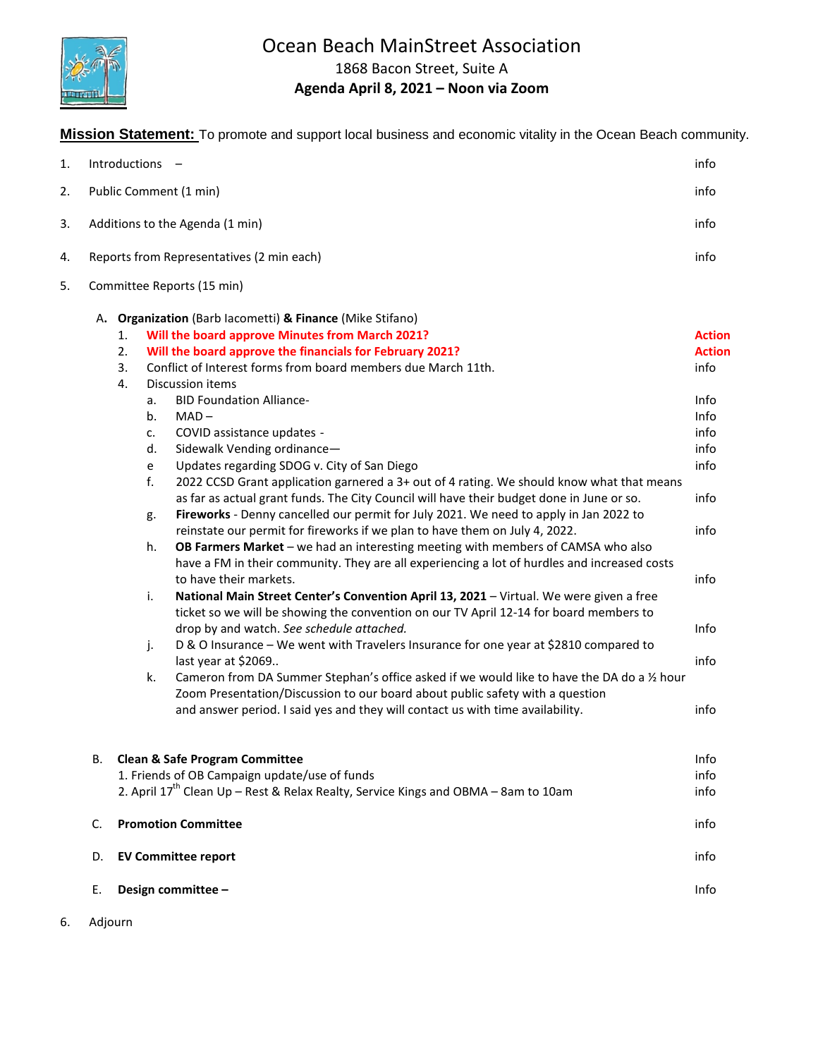# Ocean Beach MainStreet Association

1868 Bacon Street, Suite A

**Agenda April 8, 2021 – Noon via Zoom**

**Mission Statement:** To promote and support local business and economic vitality in the Ocean Beach community.

1. Introductions – info
2. Public Comment (1 min) info
3. Additions to the Agenda (1 min) info
4. Reports from Representatives (2 min each) info
5. Committee Reports (15 min)

   A. **Organization** (Barb Iacometti) **& Finance** (Mike Stifano)
      1. **Will the board approve Minutes from March 2021?** **Action**
      2. **Will the board approve the financials for February 2021?** **Action**
      3. Conflict of Interest forms from board members due March 11th. info
      4. Discussion items
         - a. BID Foundation Alliance- Info
         - b. MAD – Info
         - c. COVID assistance updates - info
         - d. Sidewalk Vending ordinance— info
         - e Updates regarding SDOG v. City of San Diego info
         - f. 2022 CCSD Grant application garnered a 3+ out of 4 rating. We should know what that means as far as actual grant funds. The City Council will have their budget done in June or so. info
         - g. **Fireworks** - Denny cancelled our permit for July 2021. We need to apply in Jan 2022 to reinstate our permit for fireworks if we plan to have them on July 4, 2022. info
         - h. **OB Farmers Market** – we had an interesting meeting with members of CAMSA who also have a FM in their community. They are all experiencing a lot of hurdles and increased costs to have their markets. info
         - i. **National Main Street Center's Convention April 13, 2021** – Virtual. We were given a free ticket so we will be showing the convention on our TV April 12-14 for board members to drop by and watch. *See schedule attached.* Info
         - j. D & O Insurance – We went with Travelers Insurance for one year at $2810 compared to last year at $2069.. info
         - k. Cameron from DA Summer Stephan's office asked if we would like to have the DA do a ½ hour Zoom Presentation/Discussion to our board about public safety with a question and answer period. I said yes and they will contact us with time availability. info

   B. **Clean & Safe Program Committee** Info
      1. Friends of OB Campaign update/use of funds info
      2. April 17th Clean Up – Rest & Relax Realty, Service Kings and OBMA – 8am to 10am info

   C. **Promotion Committee** info

   D. **EV Committee report** info

   E. **Design committee –** Info

6. Adjourn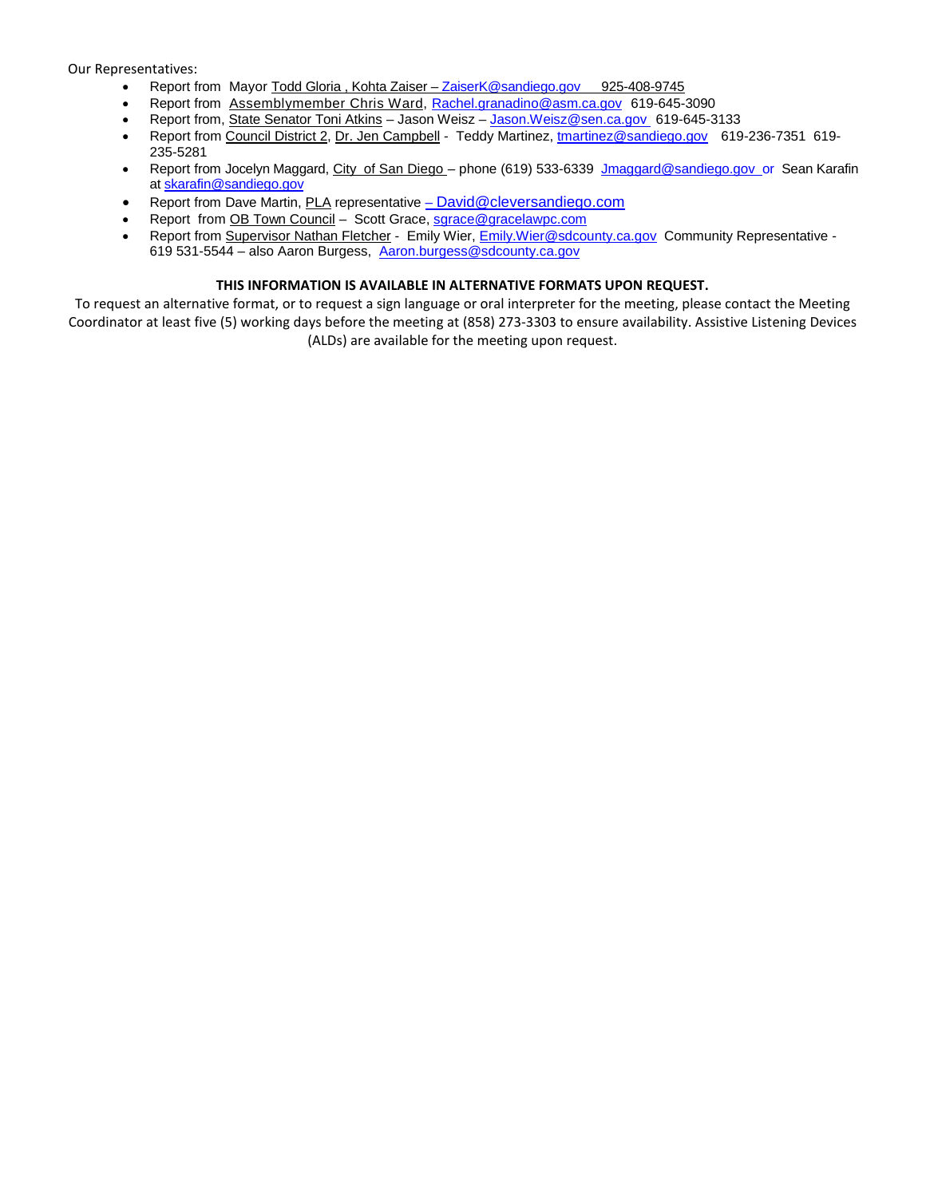Our Representatives:

- Report from Mayor Todd Gloria , Kohta Zaiser – ZaiserK@sandiego.gov 925-408-9745
- Report from Assemblymember Chris Ward, Rachel.granadino@asm.ca.gov 619-645-3090
- Report from, State Senator Toni Atkins – Jason Weisz – Jason.Weisz@sen.ca.gov 619-645-3133
- Report from Council District 2, Dr. Jen Campbell - Teddy Martinez, tmartinez@sandiego.gov 619-236-7351 619-235-5281
- Report from Jocelyn Maggard, City of San Diego – phone (619) 533-6339 Jmaggard@sandiego.gov or Sean Karafin at skarafin@sandiego.gov
- Report from Dave Martin, PLA representative – David@cleversandiego.com
- Report from OB Town Council – Scott Grace, sgrace@gracelawpc.com
- Report from Supervisor Nathan Fletcher - Emily Wier, Emily.Wier@sdcounty.ca.gov Community Representative - 619 531-5544 – also Aaron Burgess, Aaron.burgess@sdcounty.ca.gov

**THIS INFORMATION IS AVAILABLE IN ALTERNATIVE FORMATS UPON REQUEST.**

To request an alternative format, or to request a sign language or oral interpreter for the meeting, please contact the Meeting Coordinator at least five (5) working days before the meeting at (858) 273-3303 to ensure availability. Assistive Listening Devices (ALDs) are available for the meeting upon request.